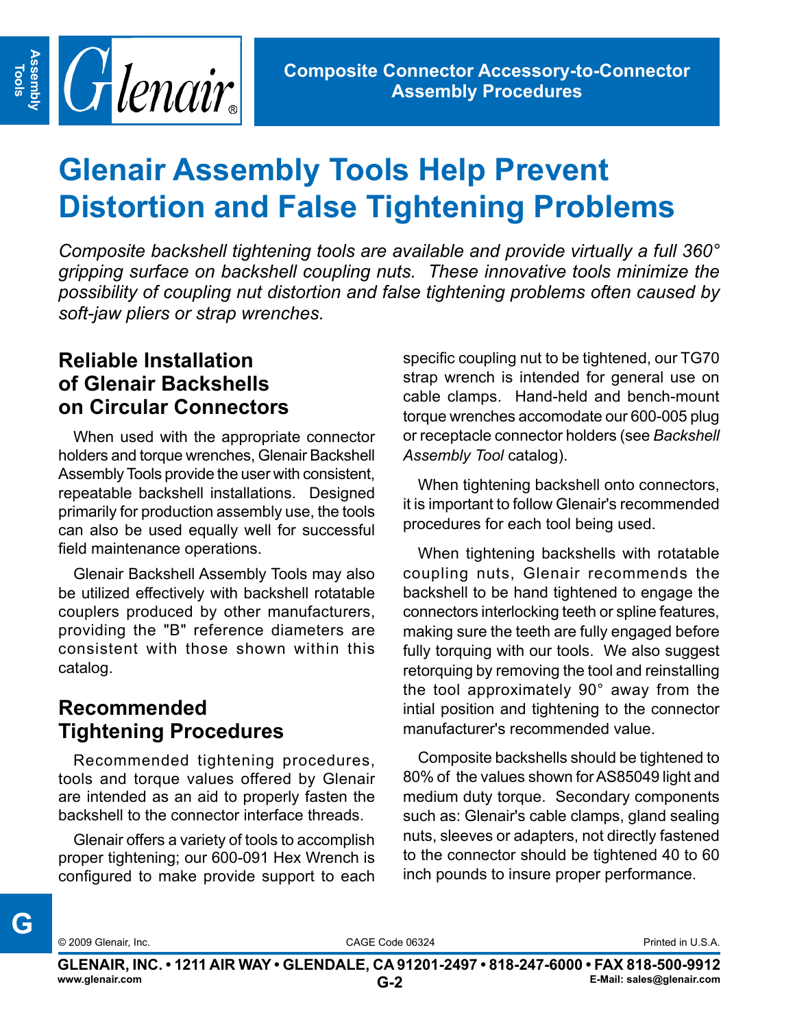# Glenair Assembly Tools Help Prevent Distortion and False Tightening Problems

*Composite backshell tightening tools are available and provide virtually a full 360° gripping surface on backshell coupling nuts. These innovative tools minimize the possibility of coupling nut distortion and false tightening problems often caused by soft-jaw pliers or strap wrenches.*

## Reliable Installation of Glenair Backshells on Circular Connectors

When used with the appropriate connector holders and torque wrenches, Glenair Backshell Assembly Tools provide the user with consistent, repeatable backshell installations. Designed primarily for production assembly use, the tools can also be used equally well for successful field maintenance operations.

Glenair Backshell Assembly Tools may also be utilized effectively with backshell rotatable couplers produced by other manufacturers, providing the "B" reference diameters are consistent with those shown within this catalog.

## Recommended Tightening Procedures

Recommended tightening procedures, tools and torque values offered by Glenair are intended as an aid to properly fasten the backshell to the connector interface threads.

Glenair offers a variety of tools to accomplish proper tightening; our 600-091 Hex Wrench is configured to make provide support to each specific coupling nut to be tightened, our TG70 strap wrench is intended for general use on cable clamps. Hand-held and bench-mount torque wrenches accomodate our 600-005 plug or receptacle connector holders (see *Backshell Assembly Tool* catalog).

When tightening backshell onto connectors, it is important to follow Glenair's recommended procedures for each tool being used.

When tightening backshells with rotatable coupling nuts, Glenair recommends the backshell to be hand tightened to engage the connectors interlocking teeth or spline features, making sure the teeth are fully engaged before fully torquing with our tools. We also suggest retorquing by removing the tool and reinstalling the tool approximately 90° away from the intial position and tightening to the connector manufacturer's recommended value.

Composite backshells should be tightened to 80% of the values shown for AS85049 light and medium duty torque. Secondary components such as: Glenair's cable clamps, gland sealing nuts, sleeves or adapters, not directly fastened to the connector should be tightened 40 to 60 inch pounds to insure proper performance.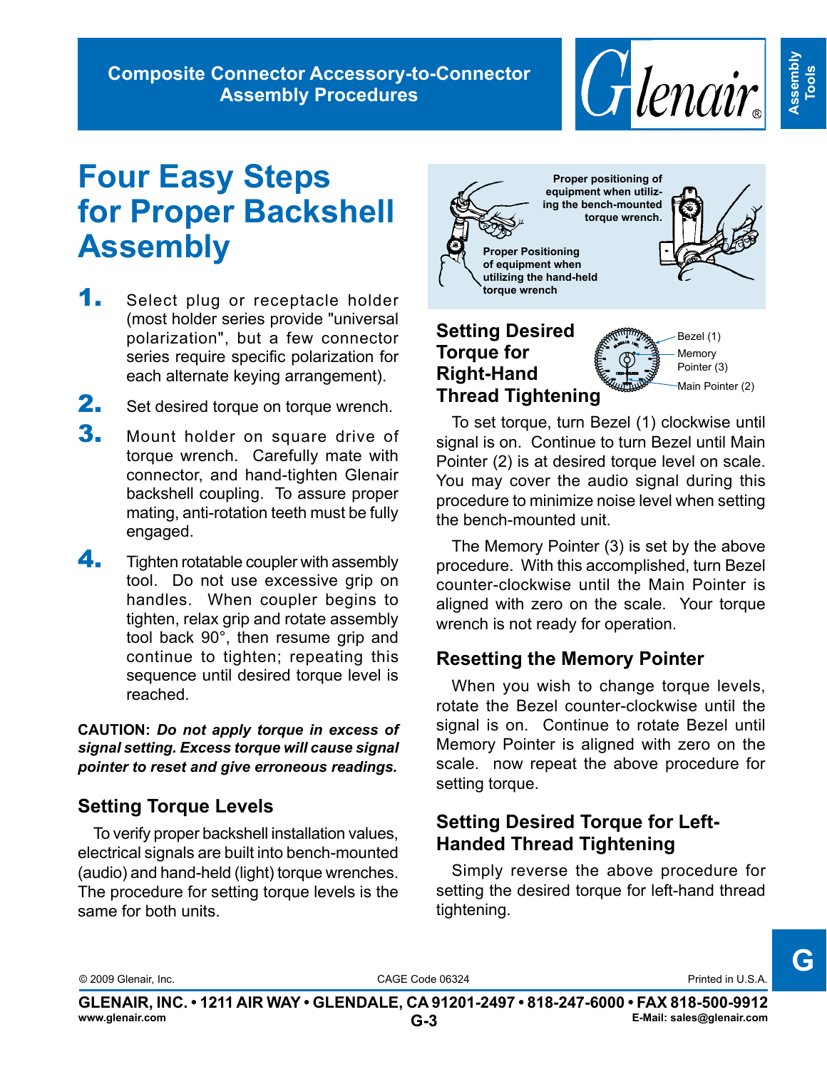# Four Easy Steps for Proper Backshell Assembly

1. Select plug or receptacle holder (most holder series provide "universal polarization", but a few connector series require specific polarization for each alternate keying arrangement).
2. Set desired torque on torque wrench.
3. Mount holder on square drive of torque wrench. Carefully mate with connector, and hand-tighten Glenair backshell coupling. To assure proper mating, anti-rotation teeth must be fully engaged.
4. Tighten rotatable coupler with assembly tool. Do not use excessive grip on handles. When coupler begins to tighten, relax grip and rotate assembly tool back 90°, then resume grip and continue to tighten; repeating this sequence until desired torque level is reached.

**CAUTION:** ***Do not apply torque in excess of signal setting. Excess torque will cause signal pointer to reset and give erroneous readings.***

## Setting Torque Levels

To verify proper backshell installation values, electrical signals are built into bench-mounted (audio) and hand-held (light) torque wrenches. The procedure for setting torque levels is the same for both units.

Proper positioning of equipment when utilizing the bench-mounted torque wrench.

Proper Positioning of equipment when utilizing the hand-held torque wrench

## Setting Desired Torque for Right-Hand Thread Tightening

Bezel (1)

Memory Pointer (3)

Main Pointer (2)

To set torque, turn Bezel (1) clockwise until signal is on. Continue to turn Bezel until Main Pointer (2) is at desired torque level on scale. You may cover the audio signal during this procedure to minimize noise level when setting the bench-mounted unit.

The Memory Pointer (3) is set by the above procedure. With this accomplished, turn Bezel counter-clockwise until the Main Pointer is aligned with zero on the scale. Your torque wrench is not ready for operation.

## Resetting the Memory Pointer

When you wish to change torque levels, rotate the Bezel counter-clockwise until the signal is on. Continue to rotate Bezel until Memory Pointer is aligned with zero on the scale. now repeat the above procedure for setting torque.

## Setting Desired Torque for Left-Handed Thread Tightening

Simply reverse the above procedure for setting the desired torque for left-hand thread tightening.